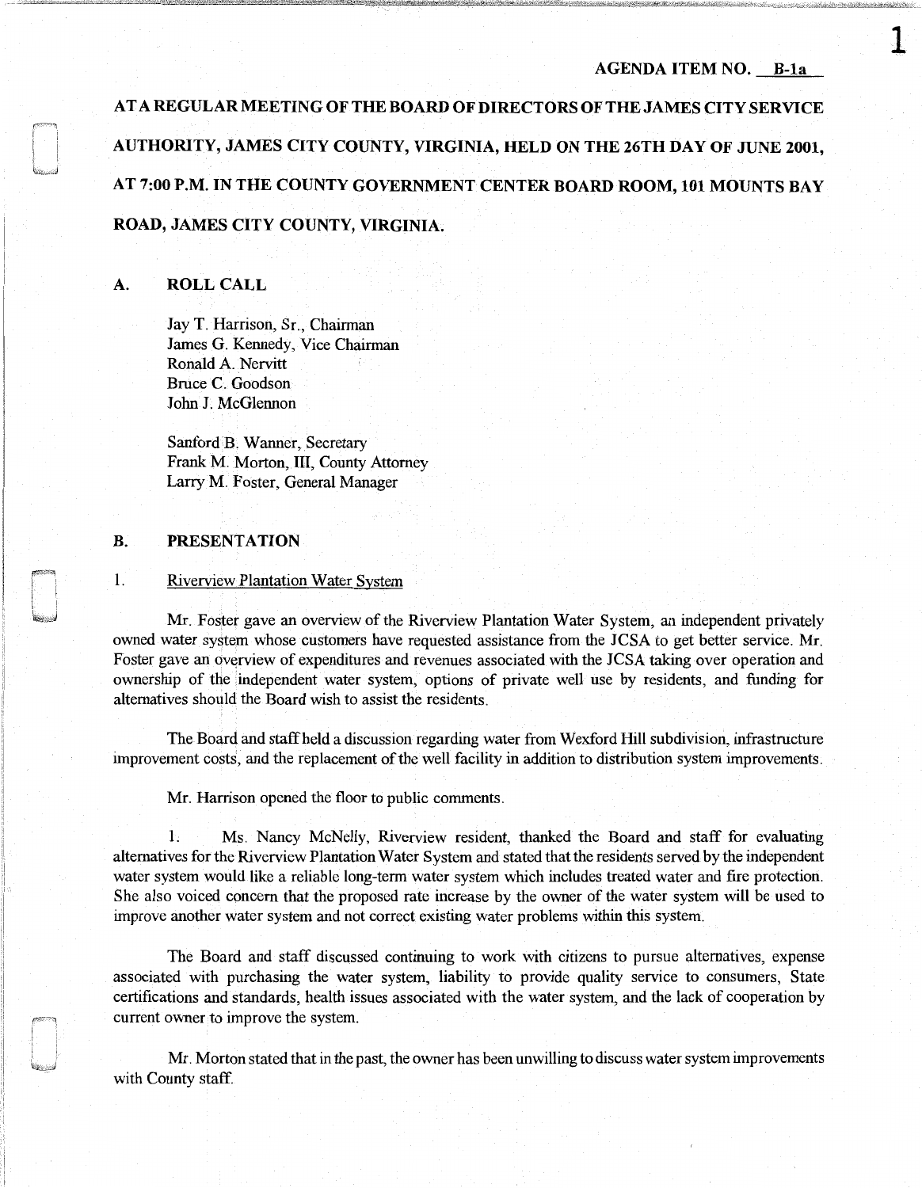AGENDA ITEM NO. B-1a

**AT A REGULAR MEETING OF THE BOARD OF DIRECTORS OF THE JAMES CITY SERVICE AUTHORITY, JAMES CITY COUNTY, VIRGINIA, HELD ON THE 26TH DAY OF JUNE 2001, AT 7:00 P.M. IN THE COUNTY GOVERNMENT CENTER BOARD ROOM, 101 MOUNTS BAY ROAD, JAMES CITY COUNTY, VIRGINIA.**

## A. ROLL CALL

Jay T. Harrison, Sr., Chairman
James G. Kennedy, Vice Chairman
Ronald A. Nervitt
Bruce C. Goodson
John J. McGlennon

Sanford B. Wanner, Secretary
Frank M. Morton, III, County Attorney
Larry M. Foster, General Manager

## B. PRESENTATION

1. Riverview Plantation Water System

Mr. Foster gave an overview of the Riverview Plantation Water System, an independent privately owned water system whose customers have requested assistance from the JCSA to get better service. Mr. Foster gave an overview of expenditures and revenues associated with the JCSA taking over operation and ownership of the independent water system, options of private well use by residents, and funding for alternatives should the Board wish to assist the residents.

The Board and staff held a discussion regarding water from Wexford Hill subdivision, infrastructure improvement costs, and the replacement of the well facility in addition to distribution system improvements.

Mr. Harrison opened the floor to public comments.

1. Ms. Nancy McNelly, Riverview resident, thanked the Board and staff for evaluating alternatives for the Riverview Plantation Water System and stated that the residents served by the independent water system would like a reliable long-term water system which includes treated water and fire protection. She also voiced concern that the proposed rate increase by the owner of the water system will be used to improve another water system and not correct existing water problems within this system.

The Board and staff discussed continuing to work with citizens to pursue alternatives, expense associated with purchasing the water system, liability to provide quality service to consumers, State certifications and standards, health issues associated with the water system, and the lack of cooperation by current owner to improve the system.

Mr. Morton stated that in the past, the owner has been unwilling to discuss water system improvements with County staff.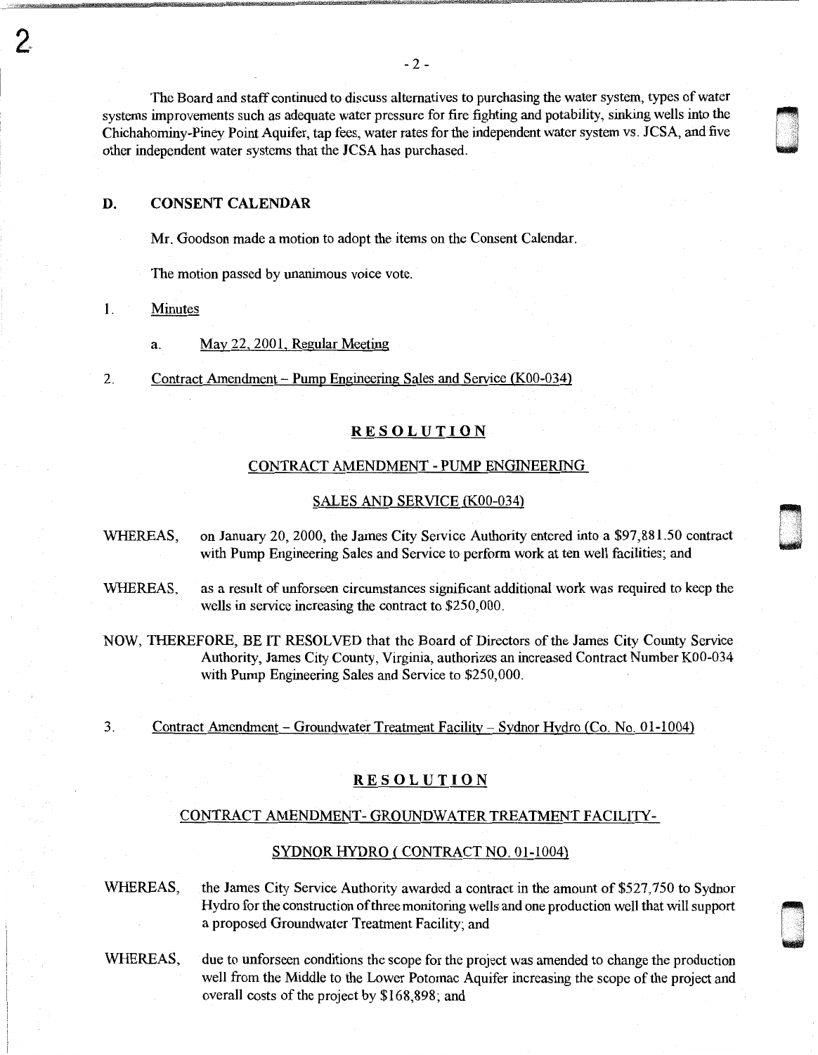The Board and staff continued to discuss alternatives to purchasing the water system, types of water systems improvements such as adequate water pressure for fire fighting and potability, sinking wells into the Chichahominy-Piney Point Aquifer, tap fees, water rates for the independent water system vs. JCSA, and five other independent water systems that the JCSA has purchased.

## D. CONSENT CALENDAR

Mr. Goodson made a motion to adopt the items on the Consent Calendar.

The motion passed by unanimous voice vote.

1. Minutes

   a. May 22, 2001, Regular Meeting

2. Contract Amendment – Pump Engineering Sales and Service (K00-034)

**RESOLUTION**

CONTRACT AMENDMENT - PUMP ENGINEERING

SALES AND SERVICE (K00-034)

WHEREAS, on January 20, 2000, the James City Service Authority entered into a $97,881.50 contract with Pump Engineering Sales and Service to perform work at ten well facilities; and

WHEREAS, as a result of unforseen circumstances significant additional work was required to keep the wells in service increasing the contract to $250,000.

NOW, THEREFORE, BE IT RESOLVED that the Board of Directors of the James City County Service Authority, James City County, Virginia, authorizes an increased Contract Number K00-034 with Pump Engineering Sales and Service to $250,000.

3. Contract Amendment – Groundwater Treatment Facility – Sydnor Hydro (Co. No. 01-1004)

**RESOLUTION**

CONTRACT AMENDMENT- GROUNDWATER TREATMENT FACILITY-

SYDNOR HYDRO ( CONTRACT NO. 01-1004)

WHEREAS, the James City Service Authority awarded a contract in the amount of $527,750 to Sydnor Hydro for the construction of three monitoring wells and one production well that will support a proposed Groundwater Treatment Facility; and

WHEREAS, due to unforseen conditions the scope for the project was amended to change the production well from the Middle to the Lower Potomac Aquifer increasing the scope of the project and overall costs of the project by $168,898; and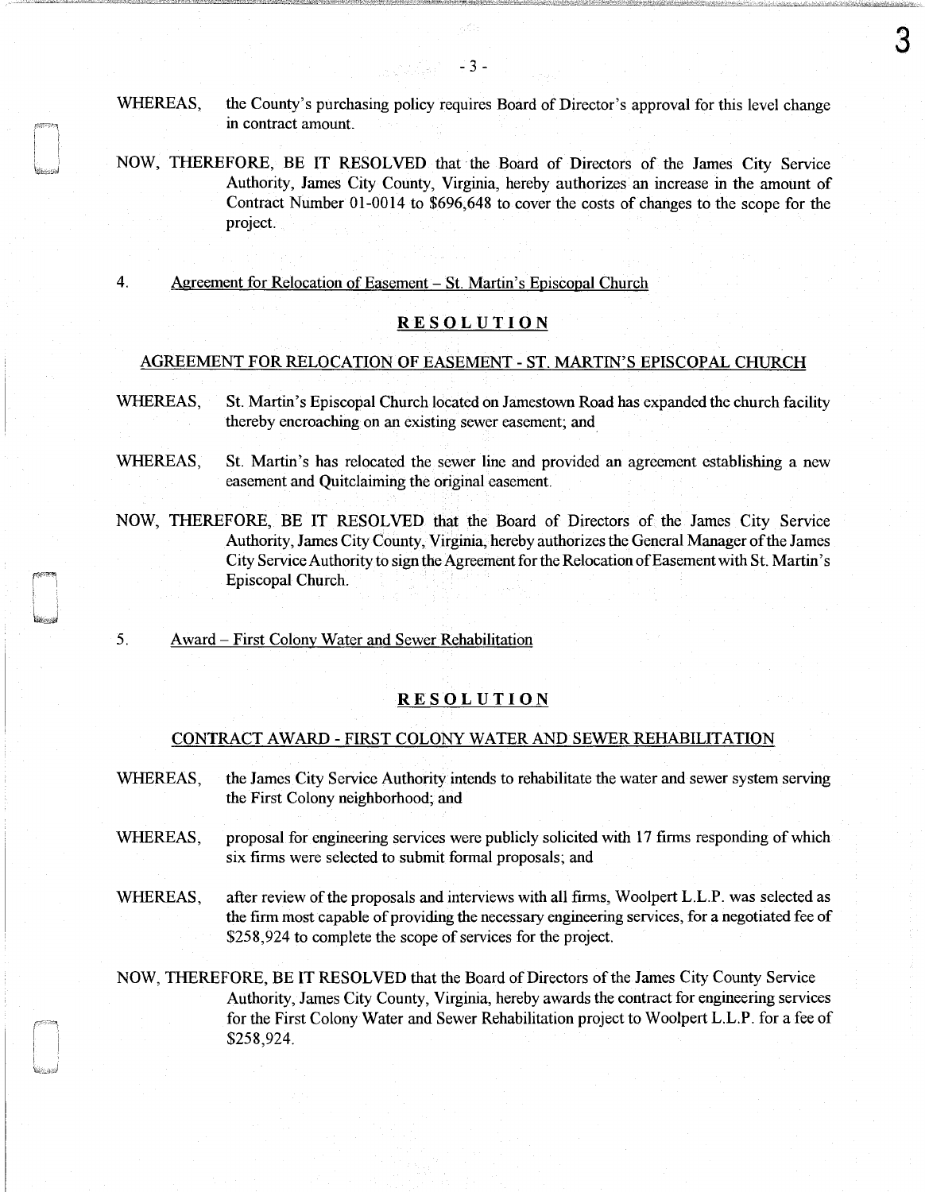WHEREAS, the County's purchasing policy requires Board of Director's approval for this level change in contract amount.

NOW, THEREFORE, BE IT RESOLVED that the Board of Directors of the James City Service Authority, James City County, Virginia, hereby authorizes an increase in the amount of Contract Number 01-0014 to $696,648 to cover the costs of changes to the scope for the project.

4. Agreement for Relocation of Easement – St. Martin's Episcopal Church

## RESOLUTION

### AGREEMENT FOR RELOCATION OF EASEMENT - ST. MARTIN'S EPISCOPAL CHURCH

WHEREAS, St. Martin's Episcopal Church located on Jamestown Road has expanded the church facility thereby encroaching on an existing sewer easement; and

WHEREAS, St. Martin's has relocated the sewer line and provided an agreement establishing a new easement and Quitclaiming the original easement.

NOW, THEREFORE, BE IT RESOLVED that the Board of Directors of the James City Service Authority, James City County, Virginia, hereby authorizes the General Manager of the James City Service Authority to sign the Agreement for the Relocation of Easement with St. Martin's Episcopal Church.

5. Award – First Colony Water and Sewer Rehabilitation

## RESOLUTION

### CONTRACT AWARD - FIRST COLONY WATER AND SEWER REHABILITATION

WHEREAS, the James City Service Authority intends to rehabilitate the water and sewer system serving the First Colony neighborhood; and

WHEREAS, proposal for engineering services were publicly solicited with 17 firms responding of which six firms were selected to submit formal proposals; and

WHEREAS, after review of the proposals and interviews with all firms, Woolpert L.L.P. was selected as the firm most capable of providing the necessary engineering services, for a negotiated fee of $258,924 to complete the scope of services for the project.

NOW, THEREFORE, BE IT RESOLVED that the Board of Directors of the James City County Service Authority, James City County, Virginia, hereby awards the contract for engineering services for the First Colony Water and Sewer Rehabilitation project to Woolpert L.L.P. for a fee of $258,924.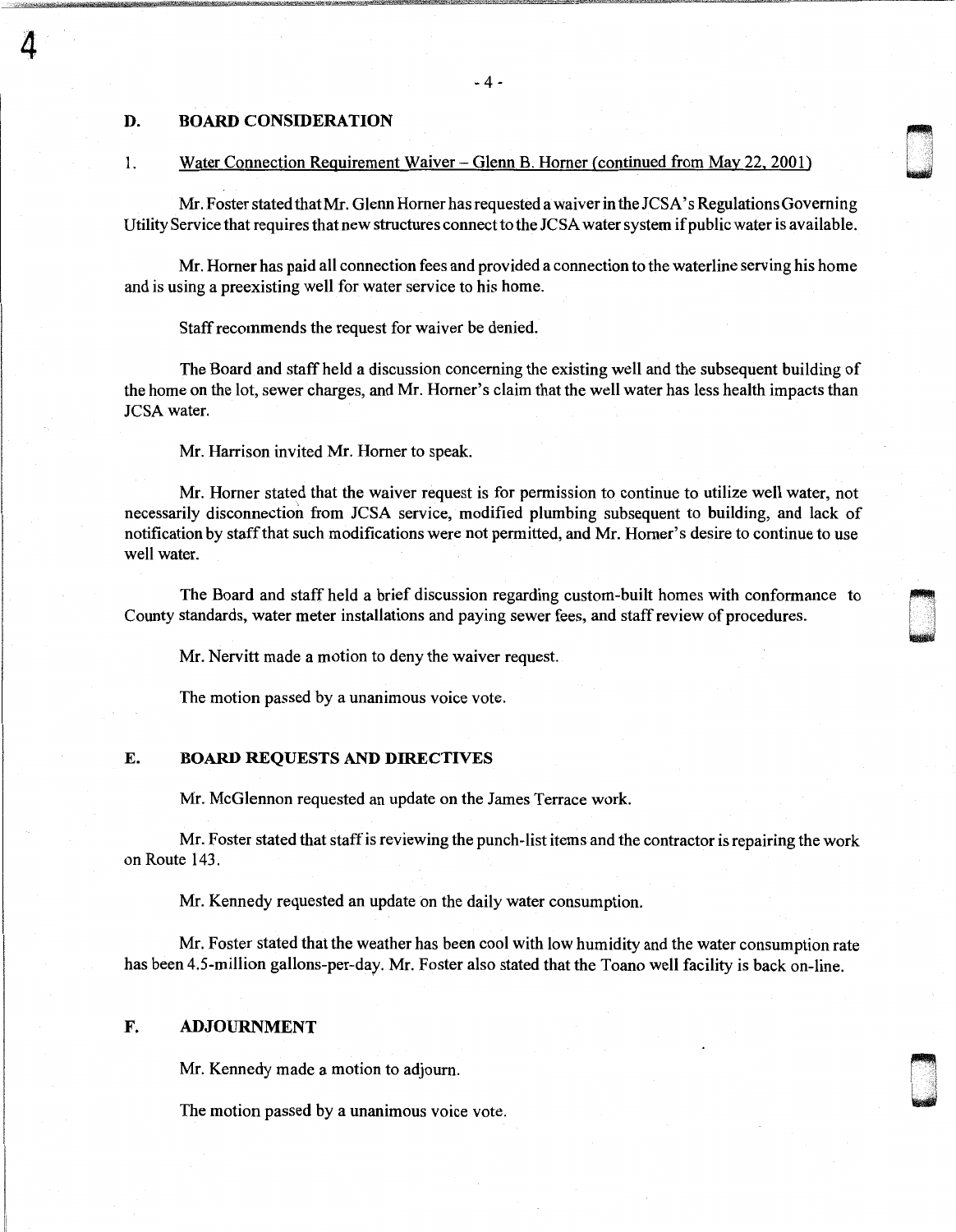## D. BOARD CONSIDERATION

1. Water Connection Requirement Waiver – Glenn B. Horner (continued from May 22, 2001)

Mr. Foster stated that Mr. Glenn Horner has requested a waiver in the JCSA's Regulations Governing Utility Service that requires that new structures connect to the JCSA water system if public water is available.

Mr. Horner has paid all connection fees and provided a connection to the waterline serving his home and is using a preexisting well for water service to his home.

Staff recommends the request for waiver be denied.

The Board and staff held a discussion concerning the existing well and the subsequent building of the home on the lot, sewer charges, and Mr. Horner's claim that the well water has less health impacts than JCSA water.

Mr. Harrison invited Mr. Horner to speak.

Mr. Horner stated that the waiver request is for permission to continue to utilize well water, not necessarily disconnection from JCSA service, modified plumbing subsequent to building, and lack of notification by staff that such modifications were not permitted, and Mr. Horner's desire to continue to use well water.

The Board and staff held a brief discussion regarding custom-built homes with conformance to County standards, water meter installations and paying sewer fees, and staff review of procedures.

Mr. Nervitt made a motion to deny the waiver request.

The motion passed by a unanimous voice vote.

## E. BOARD REQUESTS AND DIRECTIVES

Mr. McGlennon requested an update on the James Terrace work.

Mr. Foster stated that staff is reviewing the punch-list items and the contractor is repairing the work on Route 143.

Mr. Kennedy requested an update on the daily water consumption.

Mr. Foster stated that the weather has been cool with low humidity and the water consumption rate has been 4.5-million gallons-per-day. Mr. Foster also stated that the Toano well facility is back on-line.

## F. ADJOURNMENT

Mr. Kennedy made a motion to adjourn.

The motion passed by a unanimous voice vote.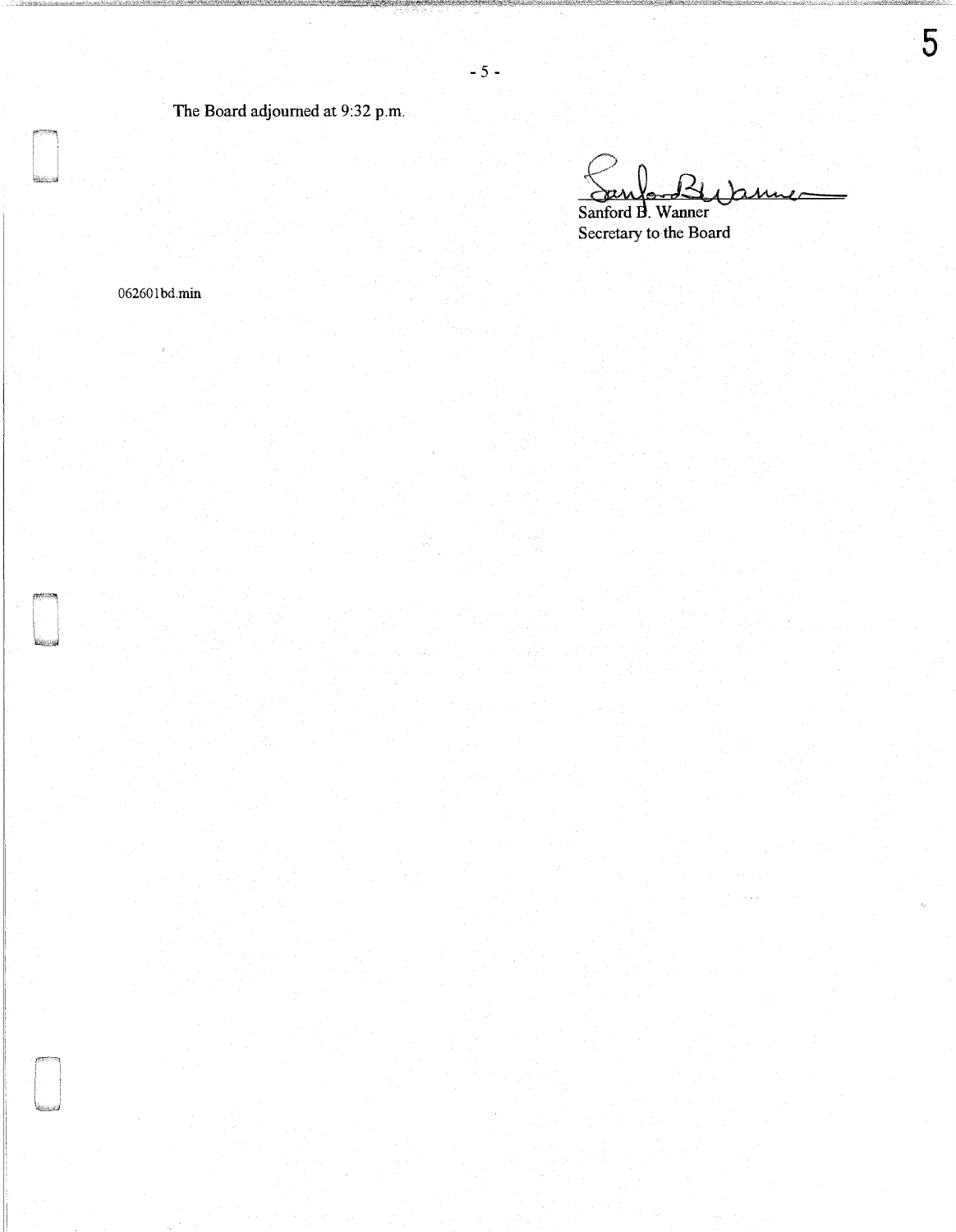The Board adjourned at 9:32 p.m.

Sanford B. Wanner
Secretary to the Board

062601bd.min